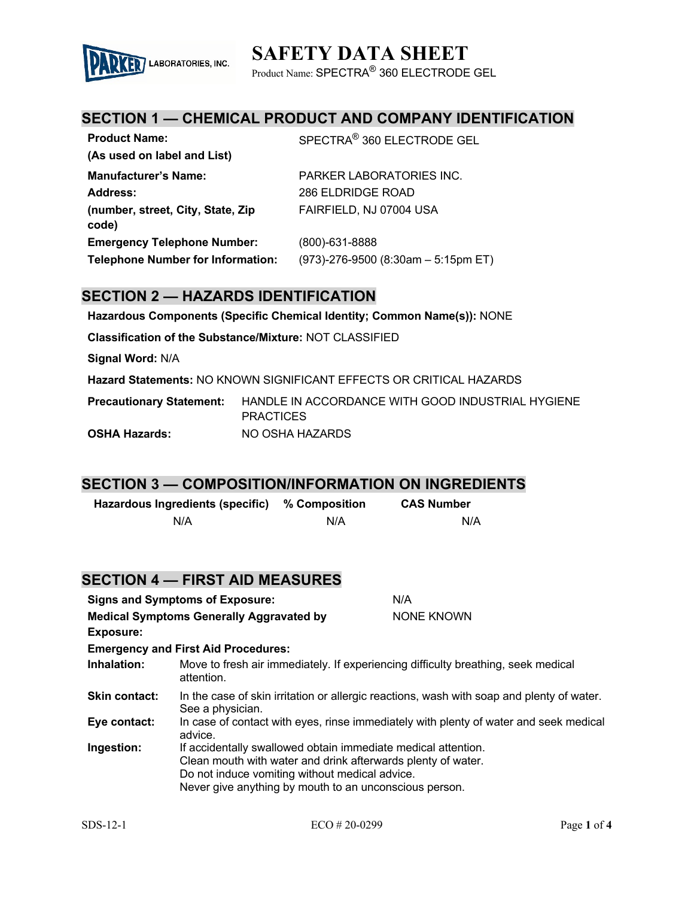PARKER LABORATORIES, INC.

# SAFETY DATA SHEET

Product Name: SPECTRA® 360 ELECTRODE GEL

## SECTION 1 — CHEMICAL PRODUCT AND COMPANY IDENTIFICATION

| | |
|---|---|
| **Product Name: (As used on label and List)** | SPECTRA® 360 ELECTRODE GEL |
| **Manufacturer's Name:** | PARKER LABORATORIES INC. |
| **Address: (number, street, City, State, Zip code)** | 286 ELDRIDGE ROAD FAIRFIELD, NJ 07004 USA |
| **Emergency Telephone Number:** | (800)-631-8888 |
| **Telephone Number for Information:** | (973)-276-9500 (8:30am – 5:15pm ET) |

## SECTION 2 — HAZARDS IDENTIFICATION

**Hazardous Components (Specific Chemical Identity; Common Name(s)):** NONE

**Classification of the Substance/Mixture:** NOT CLASSIFIED

**Signal Word:** N/A

**Hazard Statements:** NO KNOWN SIGNIFICANT EFFECTS OR CRITICAL HAZARDS

**Precautionary Statement:** HANDLE IN ACCORDANCE WITH GOOD INDUSTRIAL HYGIENE PRACTICES

**OSHA Hazards:** NO OSHA HAZARDS

## SECTION 3 — COMPOSITION/INFORMATION ON INGREDIENTS

| Hazardous Ingredients (specific) | % Composition | CAS Number |
|---|---|---|
| N/A | N/A | N/A |

## SECTION 4 — FIRST AID MEASURES

**Signs and Symptoms of Exposure:** N/A

**Medical Symptoms Generally Aggravated by Exposure:** NONE KNOWN

**Emergency and First Aid Procedures:**

**Inhalation:** Move to fresh air immediately. If experiencing difficulty breathing, seek medical attention.

**Skin contact:** In the case of skin irritation or allergic reactions, wash with soap and plenty of water. See a physician.

**Eye contact:** In case of contact with eyes, rinse immediately with plenty of water and seek medical advice.

**Ingestion:** If accidentally swallowed obtain immediate medical attention.
Clean mouth with water and drink afterwards plenty of water.
Do not induce vomiting without medical advice.
Never give anything by mouth to an unconscious person.

SDS-12-1 ECO # 20-0299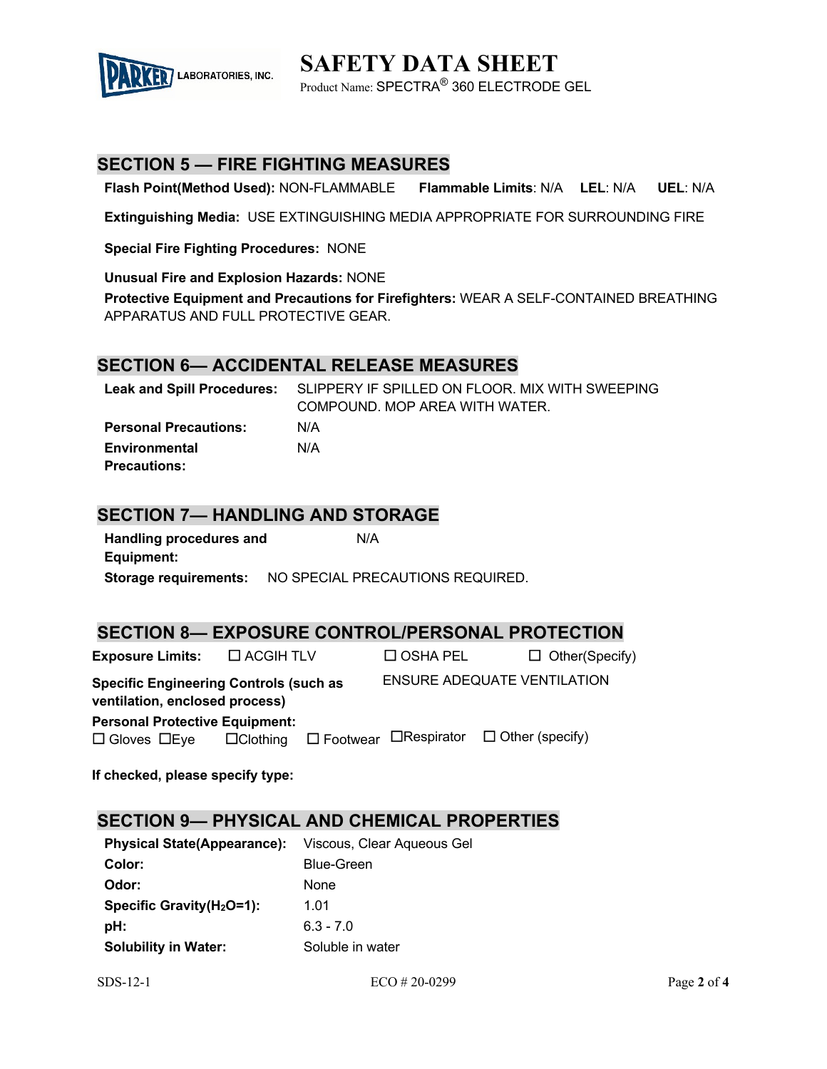## SECTION 5 — FIRE FIGHTING MEASURES

**Flash Point(Method Used):** NON-FLAMMABLE **Flammable Limits**: N/A **LEL**: N/A **UEL**: N/A

**Extinguishing Media:** USE EXTINGUISHING MEDIA APPROPRIATE FOR SURROUNDING FIRE

**Special Fire Fighting Procedures:** NONE

**Unusual Fire and Explosion Hazards:** NONE

**Protective Equipment and Precautions for Firefighters:** WEAR A SELF-CONTAINED BREATHING APPARATUS AND FULL PROTECTIVE GEAR.

## SECTION 6— ACCIDENTAL RELEASE MEASURES

**Leak and Spill Procedures:** SLIPPERY IF SPILLED ON FLOOR. MIX WITH SWEEPING COMPOUND. MOP AREA WITH WATER.

**Personal Precautions:** N/A

**Environmental Precautions:** N/A

## SECTION 7— HANDLING AND STORAGE

**Handling procedures and Equipment:** N/A

**Storage requirements:** NO SPECIAL PRECAUTIONS REQUIRED.

## SECTION 8— EXPOSURE CONTROL/PERSONAL PROTECTION

**Exposure Limits:** ☐ ACGIH TLV ☐ OSHA PEL ☐ Other(Specify)

**Specific Engineering Controls (such as ventilation, enclosed process)** ENSURE ADEQUATE VENTILATION

**Personal Protective Equipment:**
☐ Gloves ☐Eye ☐Clothing ☐ Footwear ☐Respirator ☐ Other (specify)

**If checked, please specify type:**

## SECTION 9— PHYSICAL AND CHEMICAL PROPERTIES

**Physical State(Appearance):** Viscous, Clear Aqueous Gel

**Color:** Blue-Green

**Odor:** None

**Specific Gravity($H_2O$=1):** 1.01

**pH:** 6.3 - 7.0

**Solubility in Water:** Soluble in water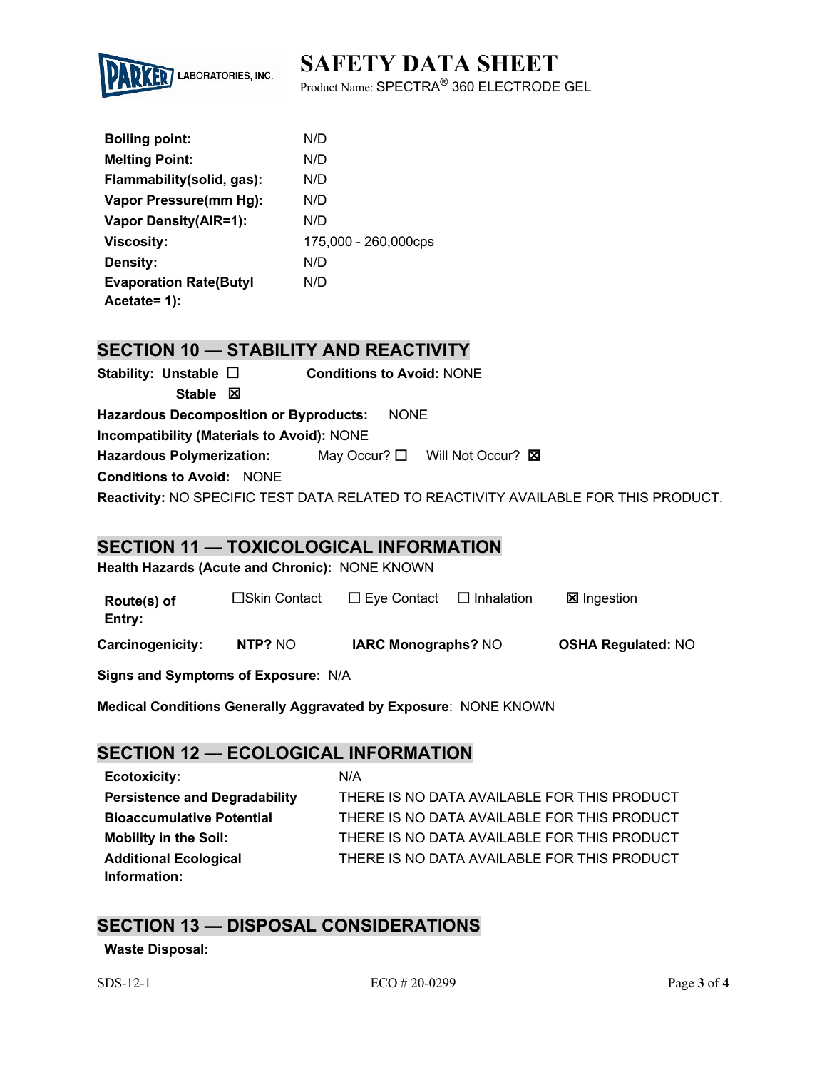| | |
|---|---|
| **Boiling point:** | N/D |
| **Melting Point:** | N/D |
| **Flammability(solid, gas):** | N/D |
| **Vapor Pressure(mm Hg):** | N/D |
| **Vapor Density(AIR=1):** | N/D |
| **Viscosity:** | 175,000 - 260,000cps |
| **Density:** | N/D |
| **Evaporation Rate(Butyl Acetate= 1):** | N/D |

## SECTION 10 — STABILITY AND REACTIVITY

**Stability: Unstable** ☐ **Conditions to Avoid:** NONE

**Stable** ☒

**Hazardous Decomposition or Byproducts:** NONE

**Incompatibility (Materials to Avoid):** NONE

**Hazardous Polymerization:** May Occur? ☐ Will Not Occur? ☒

**Conditions to Avoid:** NONE

**Reactivity:** NO SPECIFIC TEST DATA RELATED TO REACTIVITY AVAILABLE FOR THIS PRODUCT.

## SECTION 11 — TOXICOLOGICAL INFORMATION

**Health Hazards (Acute and Chronic):** NONE KNOWN

**Route(s) of Entry:** ☐Skin Contact ☐ Eye Contact ☐ Inhalation ☒ Ingestion

**Carcinogenicity:** **NTP?** NO **IARC Monographs?** NO **OSHA Regulated:** NO

**Signs and Symptoms of Exposure:** N/A

**Medical Conditions Generally Aggravated by Exposure**: NONE KNOWN

## SECTION 12 — ECOLOGICAL INFORMATION

| | |
|---|---|
| **Ecotoxicity:** | N/A |
| **Persistence and Degradability** | THERE IS NO DATA AVAILABLE FOR THIS PRODUCT |
| **Bioaccumulative Potential** | THERE IS NO DATA AVAILABLE FOR THIS PRODUCT |
| **Mobility in the Soil:** | THERE IS NO DATA AVAILABLE FOR THIS PRODUCT |
| **Additional Ecological Information:** | THERE IS NO DATA AVAILABLE FOR THIS PRODUCT |

## SECTION 13 — DISPOSAL CONSIDERATIONS

**Waste Disposal:**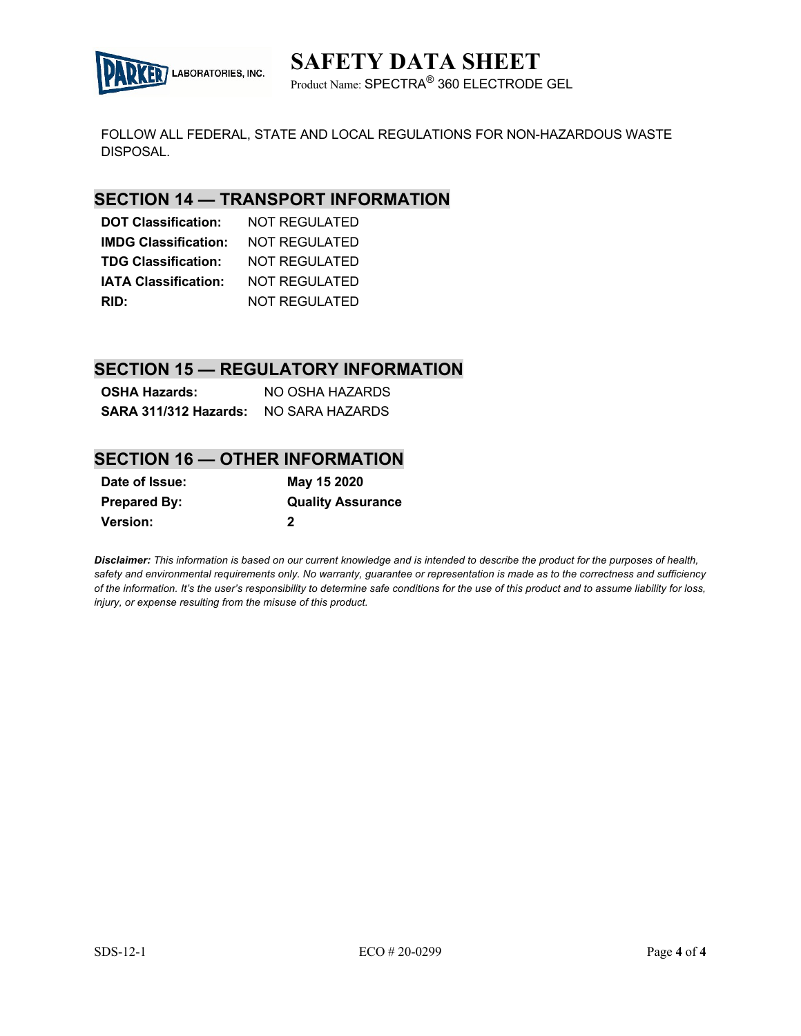FOLLOW ALL FEDERAL, STATE AND LOCAL REGULATIONS FOR NON-HAZARDOUS WASTE DISPOSAL.

## SECTION 14 — TRANSPORT INFORMATION

| | |
|---|---|
| **DOT Classification:** | NOT REGULATED |
| **IMDG Classification:** | NOT REGULATED |
| **TDG Classification:** | NOT REGULATED |
| **IATA Classification:** | NOT REGULATED |
| **RID:** | NOT REGULATED |

## SECTION 15 — REGULATORY INFORMATION

| | |
|---|---|
| **OSHA Hazards:** | NO OSHA HAZARDS |
| **SARA 311/312 Hazards:** | NO SARA HAZARDS |

## SECTION 16 — OTHER INFORMATION

| | |
|---|---|
| **Date of Issue:** | **May 15 2020** |
| **Prepared By:** | **Quality Assurance** |
| **Version:** | **2** |

***Disclaimer:*** *This information is based on our current knowledge and is intended to describe the product for the purposes of health, safety and environmental requirements only. No warranty, guarantee or representation is made as to the correctness and sufficiency of the information. It's the user's responsibility to determine safe conditions for the use of this product and to assume liability for loss, injury, or expense resulting from the misuse of this product.*